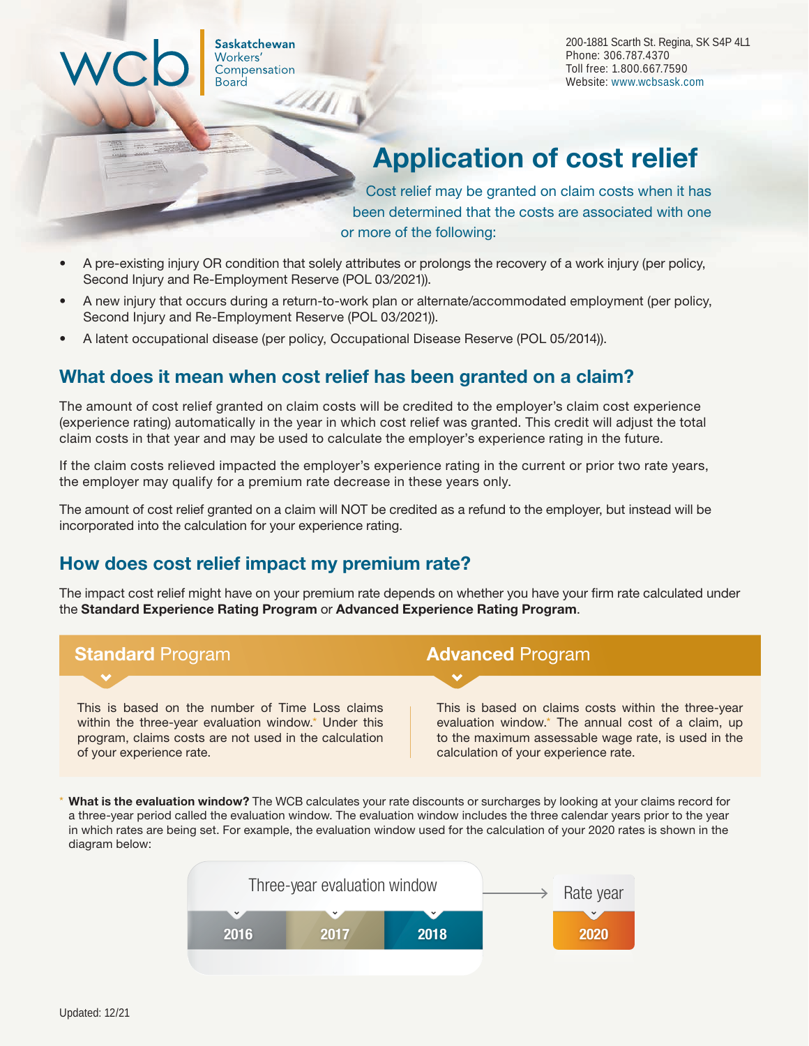wcb Saskatchewan Workers' Compensation Board

200-1881 Scarth St. Regina, SK S4P 4L1
Phone: 306.787.4370
Toll free: 1.800.667.7590
Website: www.wcbsask.com

# Application of cost relief

Cost relief may be granted on claim costs when it has been determined that the costs are associated with one or more of the following:

- A pre-existing injury OR condition that solely attributes or prolongs the recovery of a work injury (per policy, Second Injury and Re-Employment Reserve (POL 03/2021)).
- A new injury that occurs during a return-to-work plan or alternate/accommodated employment (per policy, Second Injury and Re-Employment Reserve (POL 03/2021)).
- A latent occupational disease (per policy, Occupational Disease Reserve (POL 05/2014)).

## What does it mean when cost relief has been granted on a claim?

The amount of cost relief granted on claim costs will be credited to the employer's claim cost experience (experience rating) automatically in the year in which cost relief was granted. This credit will adjust the total claim costs in that year and may be used to calculate the employer's experience rating in the future.

If the claim costs relieved impacted the employer's experience rating in the current or prior two rate years, the employer may qualify for a premium rate decrease in these years only.

The amount of cost relief granted on a claim will NOT be credited as a refund to the employer, but instead will be incorporated into the calculation for your experience rating.

## How does cost relief impact my premium rate?

The impact cost relief might have on your premium rate depends on whether you have your firm rate calculated under the **Standard Experience Rating Program** or **Advanced Experience Rating Program**.

### **Standard** Program

This is based on the number of Time Loss claims within the three-year evaluation window.* Under this program, claims costs are not used in the calculation of your experience rate.

### **Advanced** Program

This is based on claims costs within the three-year evaluation window.* The annual cost of a claim, up to the maximum assessable wage rate, is used in the calculation of your experience rate.

\* **What is the evaluation window?** The WCB calculates your rate discounts or surcharges by looking at your claims record for a three-year period called the evaluation window. The evaluation window includes the three calendar years prior to the year in which rates are being set. For example, the evaluation window used for the calculation of your 2020 rates is shown in the diagram below:

| Three-year evaluation window | | | → | Rate year |
|---|---|---|---|---|
| 2016 | 2017 | 2018 | | 2020 |

Updated: 12/21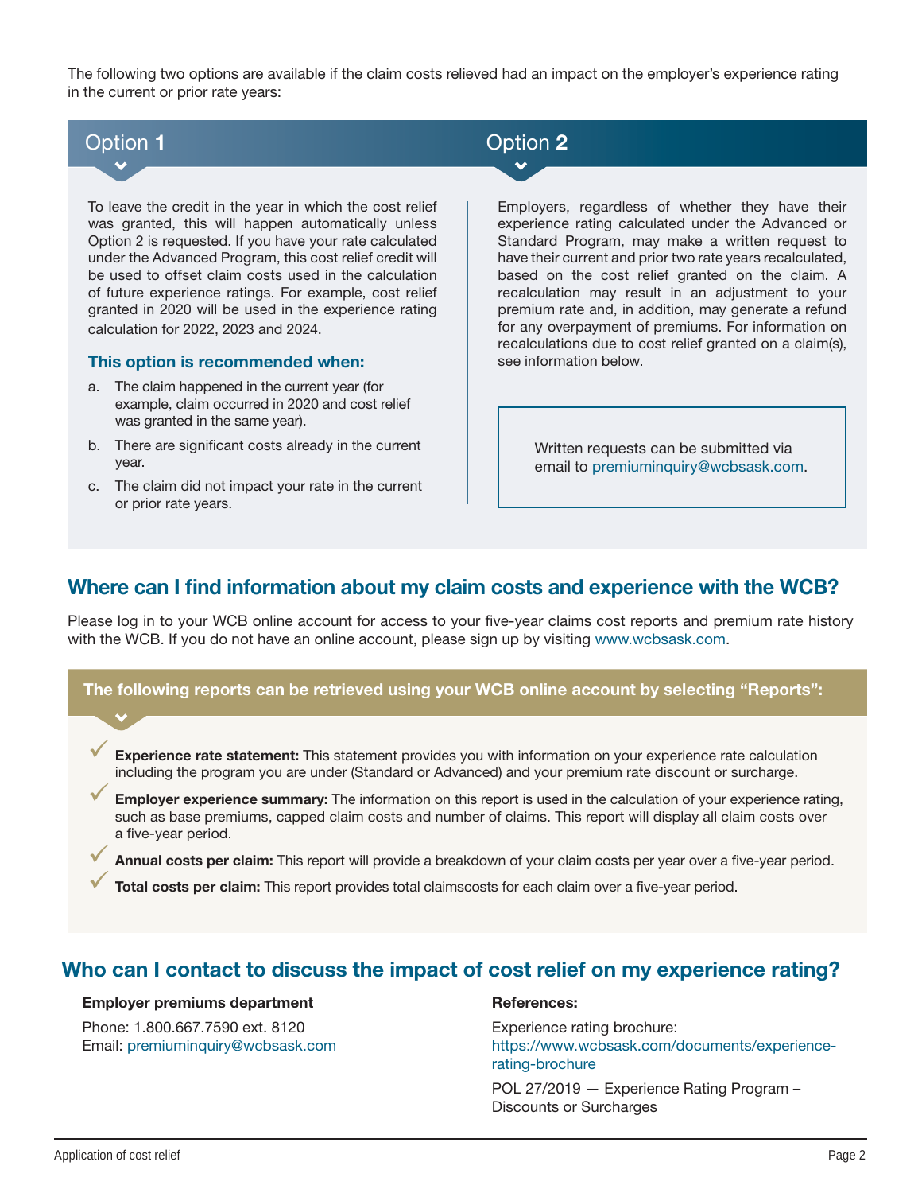The following two options are available if the claim costs relieved had an impact on the employer's experience rating in the current or prior rate years:

## Option 1

To leave the credit in the year in which the cost relief was granted, this will happen automatically unless Option 2 is requested. If you have your rate calculated under the Advanced Program, this cost relief credit will be used to offset claim costs used in the calculation of future experience ratings. For example, cost relief granted in 2020 will be used in the experience rating calculation for 2022, 2023 and 2024.

### This option is recommended when:

a. The claim happened in the current year (for example, claim occurred in 2020 and cost relief was granted in the same year).

b. There are significant costs already in the current year.

c. The claim did not impact your rate in the current or prior rate years.

## Option 2

Employers, regardless of whether they have their experience rating calculated under the Advanced or Standard Program, may make a written request to have their current and prior two rate years recalculated, based on the cost relief granted on the claim. A recalculation may result in an adjustment to your premium rate and, in addition, may generate a refund for any overpayment of premiums. For information on recalculations due to cost relief granted on a claim(s), see information below.

Written requests can be submitted via email to premiuminquiry@wcbsask.com.

## Where can I find information about my claim costs and experience with the WCB?

Please log in to your WCB online account for access to your five-year claims cost reports and premium rate history with the WCB. If you do not have an online account, please sign up by visiting www.wcbsask.com.

**The following reports can be retrieved using your WCB online account by selecting "Reports":**

- ✓ **Experience rate statement:** This statement provides you with information on your experience rate calculation including the program you are under (Standard or Advanced) and your premium rate discount or surcharge.
- ✓ **Employer experience summary:** The information on this report is used in the calculation of your experience rating, such as base premiums, capped claim costs and number of claims. This report will display all claim costs over a five-year period.
- ✓ **Annual costs per claim:** This report will provide a breakdown of your claim costs per year over a five-year period.
- ✓ **Total costs per claim:** This report provides total claimscosts for each claim over a five-year period.

## Who can I contact to discuss the impact of cost relief on my experience rating?

**Employer premiums department**

Phone: 1.800.667.7590 ext. 8120
Email: premiuminquiry@wcbsask.com

**References:**

Experience rating brochure:
https://www.wcbsask.com/documents/experience-rating-brochure

POL 27/2019 — Experience Rating Program – Discounts or Surcharges